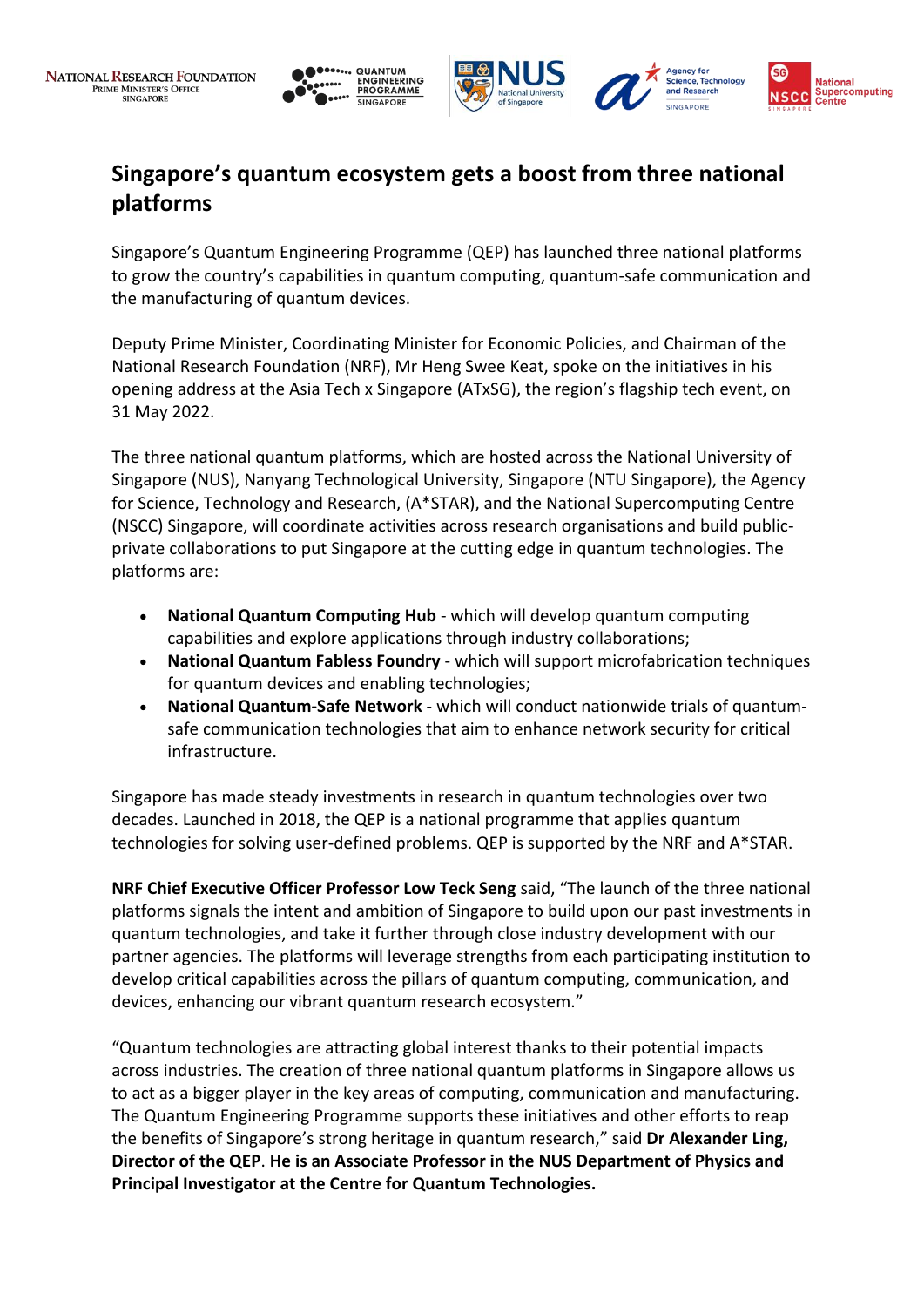# Singapore's quantum ecosystem gets a boost from three national platforms

Singapore's Quantum Engineering Programme (QEP) has launched three national platforms to grow the country's capabilities in quantum computing, quantum-safe communication and the manufacturing of quantum devices.

Deputy Prime Minister, Coordinating Minister for Economic Policies, and Chairman of the National Research Foundation (NRF), Mr Heng Swee Keat, spoke on the initiatives in his opening address at the Asia Tech x Singapore (ATxSG), the region's flagship tech event, on 31 May 2022.

The three national quantum platforms, which are hosted across the National University of Singapore (NUS), Nanyang Technological University, Singapore (NTU Singapore), the Agency for Science, Technology and Research, (A*STAR), and the National Supercomputing Centre (NSCC) Singapore, will coordinate activities across research organisations and build public-private collaborations to put Singapore at the cutting edge in quantum technologies. The platforms are:

- **National Quantum Computing Hub** - which will develop quantum computing capabilities and explore applications through industry collaborations;
- **National Quantum Fabless Foundry** - which will support microfabrication techniques for quantum devices and enabling technologies;
- **National Quantum-Safe Network** - which will conduct nationwide trials of quantum-safe communication technologies that aim to enhance network security for critical infrastructure.

Singapore has made steady investments in research in quantum technologies over two decades. Launched in 2018, the QEP is a national programme that applies quantum technologies for solving user-defined problems. QEP is supported by the NRF and A*STAR.

**NRF Chief Executive Officer Professor Low Teck Seng** said, "The launch of the three national platforms signals the intent and ambition of Singapore to build upon our past investments in quantum technologies, and take it further through close industry development with our partner agencies. The platforms will leverage strengths from each participating institution to develop critical capabilities across the pillars of quantum computing, communication, and devices, enhancing our vibrant quantum research ecosystem."

"Quantum technologies are attracting global interest thanks to their potential impacts across industries. The creation of three national quantum platforms in Singapore allows us to act as a bigger player in the key areas of computing, communication and manufacturing. The Quantum Engineering Programme supports these initiatives and other efforts to reap the benefits of Singapore's strong heritage in quantum research," said **Dr Alexander Ling, Director of the QEP**. **He is an Associate Professor in the NUS Department of Physics and Principal Investigator at the Centre for Quantum Technologies.**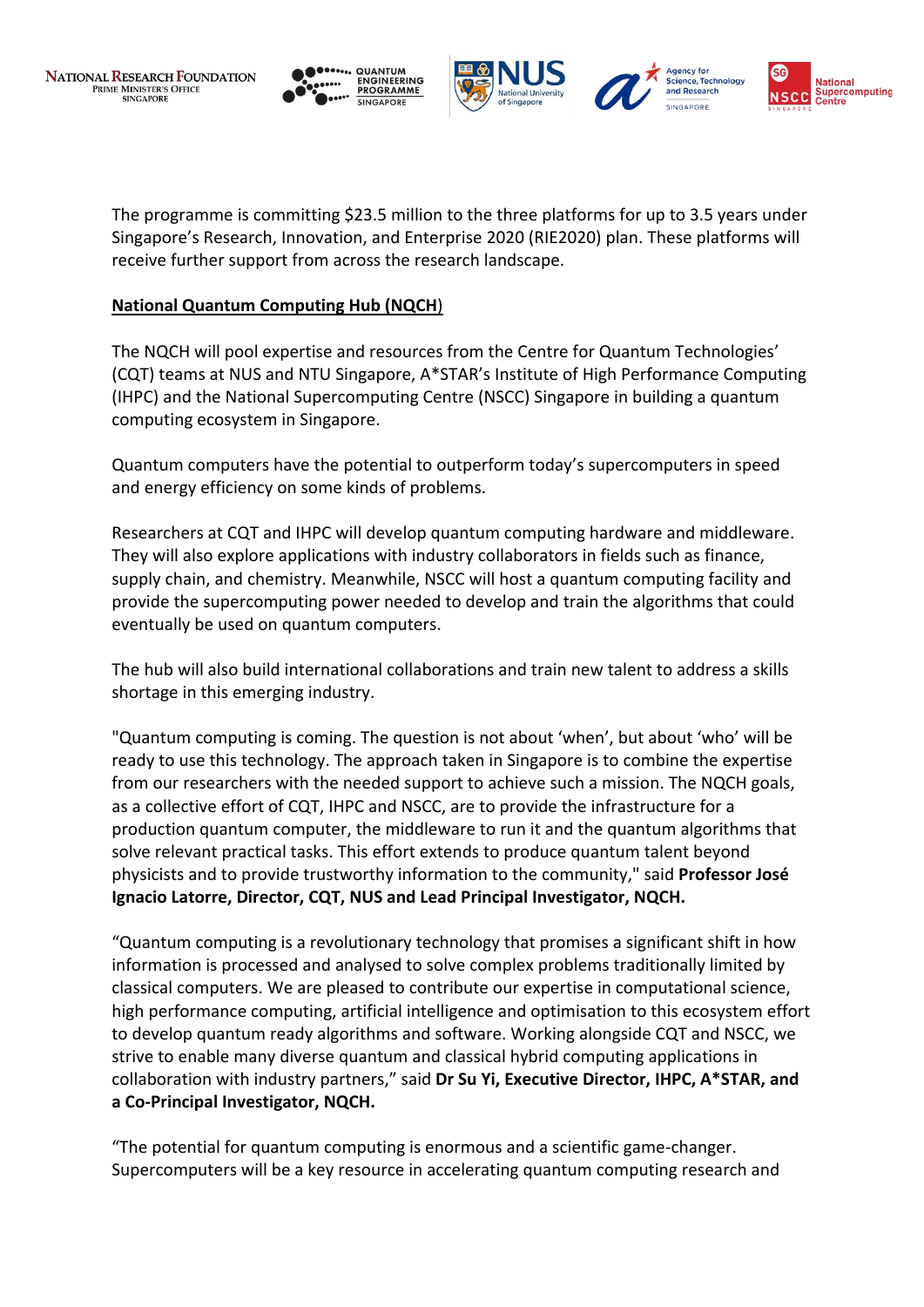The programme is committing $23.5 million to the three platforms for up to 3.5 years under Singapore's Research, Innovation, and Enterprise 2020 (RIE2020) plan. These platforms will receive further support from across the research landscape.

**National Quantum Computing Hub (NQCH)**

The NQCH will pool expertise and resources from the Centre for Quantum Technologies' (CQT) teams at NUS and NTU Singapore, A*STAR's Institute of High Performance Computing (IHPC) and the National Supercomputing Centre (NSCC) Singapore in building a quantum computing ecosystem in Singapore.

Quantum computers have the potential to outperform today's supercomputers in speed and energy efficiency on some kinds of problems.

Researchers at CQT and IHPC will develop quantum computing hardware and middleware. They will also explore applications with industry collaborators in fields such as finance, supply chain, and chemistry. Meanwhile, NSCC will host a quantum computing facility and provide the supercomputing power needed to develop and train the algorithms that could eventually be used on quantum computers.

The hub will also build international collaborations and train new talent to address a skills shortage in this emerging industry.

"Quantum computing is coming. The question is not about 'when', but about 'who' will be ready to use this technology. The approach taken in Singapore is to combine the expertise from our researchers with the needed support to achieve such a mission. The NQCH goals, as a collective effort of CQT, IHPC and NSCC, are to provide the infrastructure for a production quantum computer, the middleware to run it and the quantum algorithms that solve relevant practical tasks. This effort extends to produce quantum talent beyond physicists and to provide trustworthy information to the community," said **Professor José Ignacio Latorre, Director, CQT, NUS and Lead Principal Investigator, NQCH.**

"Quantum computing is a revolutionary technology that promises a significant shift in how information is processed and analysed to solve complex problems traditionally limited by classical computers. We are pleased to contribute our expertise in computational science, high performance computing, artificial intelligence and optimisation to this ecosystem effort to develop quantum ready algorithms and software. Working alongside CQT and NSCC, we strive to enable many diverse quantum and classical hybrid computing applications in collaboration with industry partners," said **Dr Su Yi, Executive Director, IHPC, A*STAR, and a Co-Principal Investigator, NQCH.**

"The potential for quantum computing is enormous and a scientific game-changer. Supercomputers will be a key resource in accelerating quantum computing research and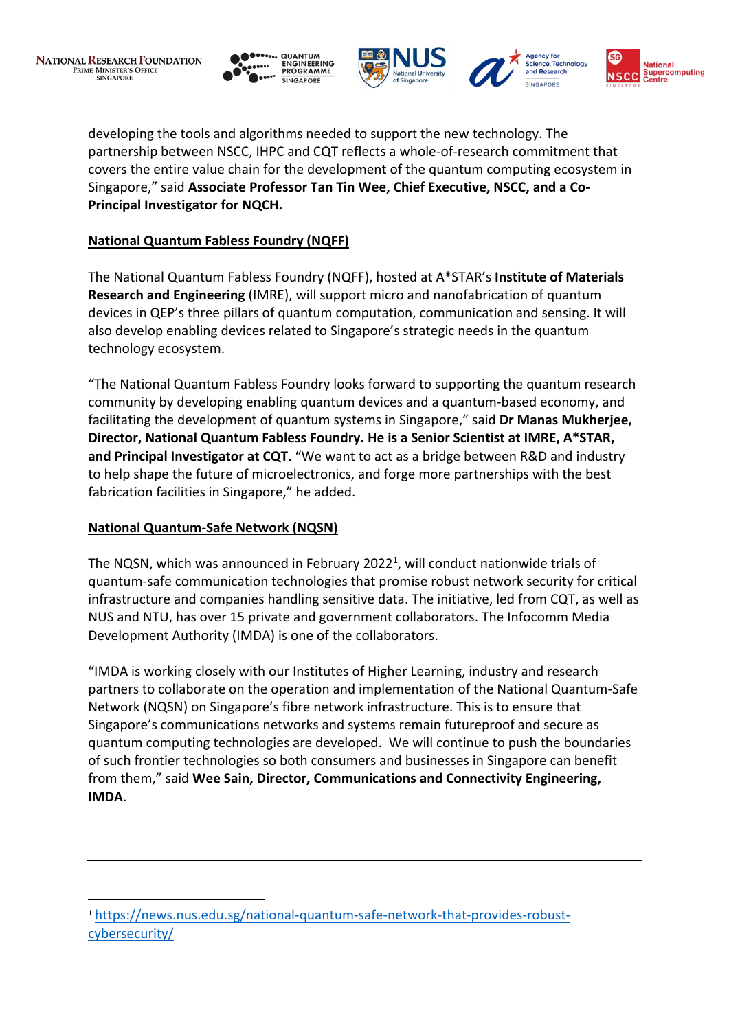developing the tools and algorithms needed to support the new technology. The partnership between NSCC, IHPC and CQT reflects a whole-of-research commitment that covers the entire value chain for the development of the quantum computing ecosystem in Singapore," said **Associate Professor Tan Tin Wee, Chief Executive, NSCC, and a Co-Principal Investigator for NQCH.**

**National Quantum Fabless Foundry (NQFF)**

The National Quantum Fabless Foundry (NQFF), hosted at A*STAR's **Institute of Materials Research and Engineering** (IMRE), will support micro and nanofabrication of quantum devices in QEP's three pillars of quantum computation, communication and sensing. It will also develop enabling devices related to Singapore's strategic needs in the quantum technology ecosystem.

"The National Quantum Fabless Foundry looks forward to supporting the quantum research community by developing enabling quantum devices and a quantum-based economy, and facilitating the development of quantum systems in Singapore," said **Dr Manas Mukherjee, Director, National Quantum Fabless Foundry. He is a Senior Scientist at IMRE, A*STAR, and Principal Investigator at CQT**. "We want to act as a bridge between R&D and industry to help shape the future of microelectronics, and forge more partnerships with the best fabrication facilities in Singapore," he added.

**National Quantum-Safe Network (NQSN)**

The NQSN, which was announced in February 2022[1], will conduct nationwide trials of quantum-safe communication technologies that promise robust network security for critical infrastructure and companies handling sensitive data. The initiative, led from CQT, as well as NUS and NTU, has over 15 private and government collaborators. The Infocomm Media Development Authority (IMDA) is one of the collaborators.

"IMDA is working closely with our Institutes of Higher Learning, industry and research partners to collaborate on the operation and implementation of the National Quantum-Safe Network (NQSN) on Singapore's fibre network infrastructure. This is to ensure that Singapore's communications networks and systems remain futureproof and secure as quantum computing technologies are developed. We will continue to push the boundaries of such frontier technologies so both consumers and businesses in Singapore can benefit from them," said **Wee Sain, Director, Communications and Connectivity Engineering, IMDA**.

---

[1] https://news.nus.edu.sg/national-quantum-safe-network-that-provides-robust-cybersecurity/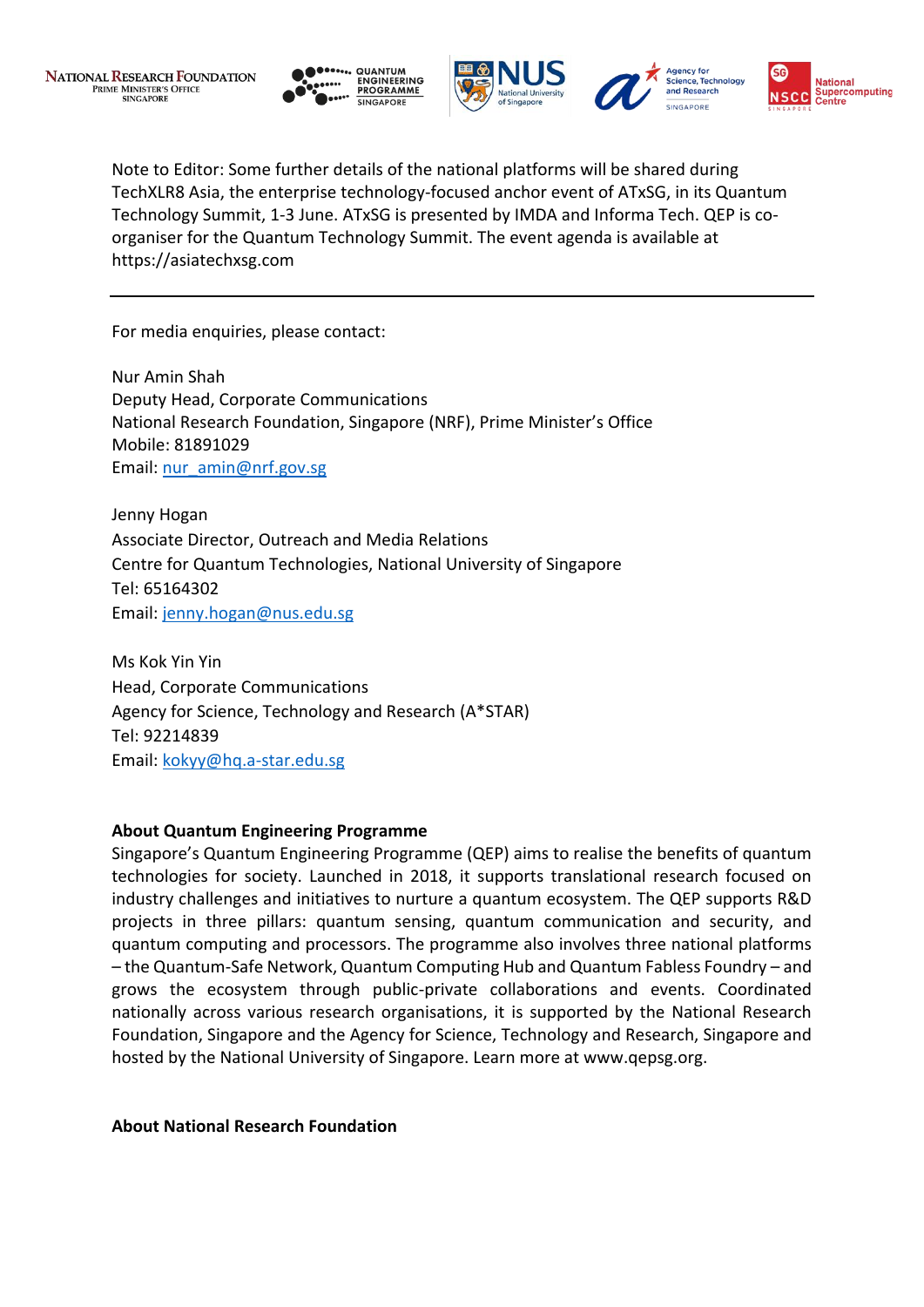Note to Editor: Some further details of the national platforms will be shared during TechXLR8 Asia, the enterprise technology-focused anchor event of ATxSG, in its Quantum Technology Summit, 1-3 June. ATxSG is presented by IMDA and Informa Tech. QEP is co-organiser for the Quantum Technology Summit. The event agenda is available at https://asiatechxsg.com

---

For media enquiries, please contact:

Nur Amin Shah
Deputy Head, Corporate Communications
National Research Foundation, Singapore (NRF), Prime Minister's Office
Mobile: 81891029
Email: nur_amin@nrf.gov.sg

Jenny Hogan
Associate Director, Outreach and Media Relations
Centre for Quantum Technologies, National University of Singapore
Tel: 65164302
Email: jenny.hogan@nus.edu.sg

Ms Kok Yin Yin
Head, Corporate Communications
Agency for Science, Technology and Research (A*STAR)
Tel: 92214839
Email: kokyy@hq.a-star.edu.sg

**About Quantum Engineering Programme**

Singapore's Quantum Engineering Programme (QEP) aims to realise the benefits of quantum technologies for society. Launched in 2018, it supports translational research focused on industry challenges and initiatives to nurture a quantum ecosystem. The QEP supports R&D projects in three pillars: quantum sensing, quantum communication and security, and quantum computing and processors. The programme also involves three national platforms – the Quantum-Safe Network, Quantum Computing Hub and Quantum Fabless Foundry – and grows the ecosystem through public-private collaborations and events. Coordinated nationally across various research organisations, it is supported by the National Research Foundation, Singapore and the Agency for Science, Technology and Research, Singapore and hosted by the National University of Singapore. Learn more at www.qepsg.org.

**About National Research Foundation**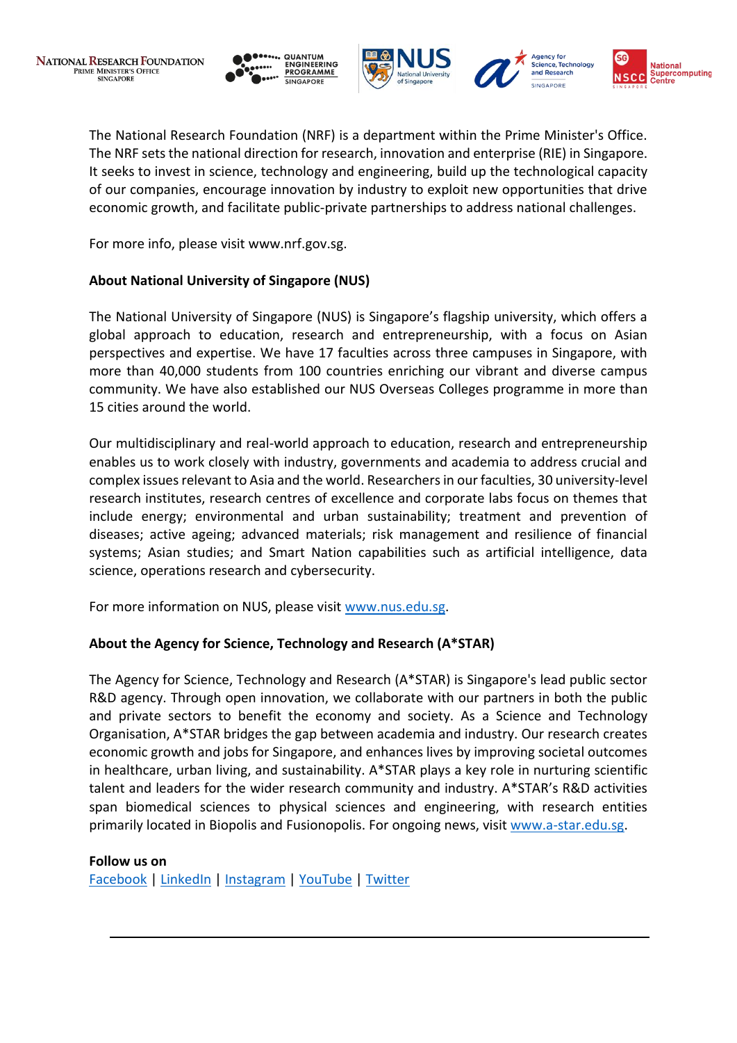The National Research Foundation (NRF) is a department within the Prime Minister's Office. The NRF sets the national direction for research, innovation and enterprise (RIE) in Singapore. It seeks to invest in science, technology and engineering, build up the technological capacity of our companies, encourage innovation by industry to exploit new opportunities that drive economic growth, and facilitate public-private partnerships to address national challenges.

For more info, please visit www.nrf.gov.sg.

**About National University of Singapore (NUS)**

The National University of Singapore (NUS) is Singapore's flagship university, which offers a global approach to education, research and entrepreneurship, with a focus on Asian perspectives and expertise. We have 17 faculties across three campuses in Singapore, with more than 40,000 students from 100 countries enriching our vibrant and diverse campus community. We have also established our NUS Overseas Colleges programme in more than 15 cities around the world.

Our multidisciplinary and real-world approach to education, research and entrepreneurship enables us to work closely with industry, governments and academia to address crucial and complex issues relevant to Asia and the world. Researchers in our faculties, 30 university-level research institutes, research centres of excellence and corporate labs focus on themes that include energy; environmental and urban sustainability; treatment and prevention of diseases; active ageing; advanced materials; risk management and resilience of financial systems; Asian studies; and Smart Nation capabilities such as artificial intelligence, data science, operations research and cybersecurity.

For more information on NUS, please visit www.nus.edu.sg.

**About the Agency for Science, Technology and Research (A*STAR)**

The Agency for Science, Technology and Research (A*STAR) is Singapore's lead public sector R&D agency. Through open innovation, we collaborate with our partners in both the public and private sectors to benefit the economy and society. As a Science and Technology Organisation, A*STAR bridges the gap between academia and industry. Our research creates economic growth and jobs for Singapore, and enhances lives by improving societal outcomes in healthcare, urban living, and sustainability. A*STAR plays a key role in nurturing scientific talent and leaders for the wider research community and industry. A*STAR's R&D activities span biomedical sciences to physical sciences and engineering, with research entities primarily located in Biopolis and Fusionopolis. For ongoing news, visit www.a-star.edu.sg.

**Follow us on**
Facebook | LinkedIn | Instagram | YouTube | Twitter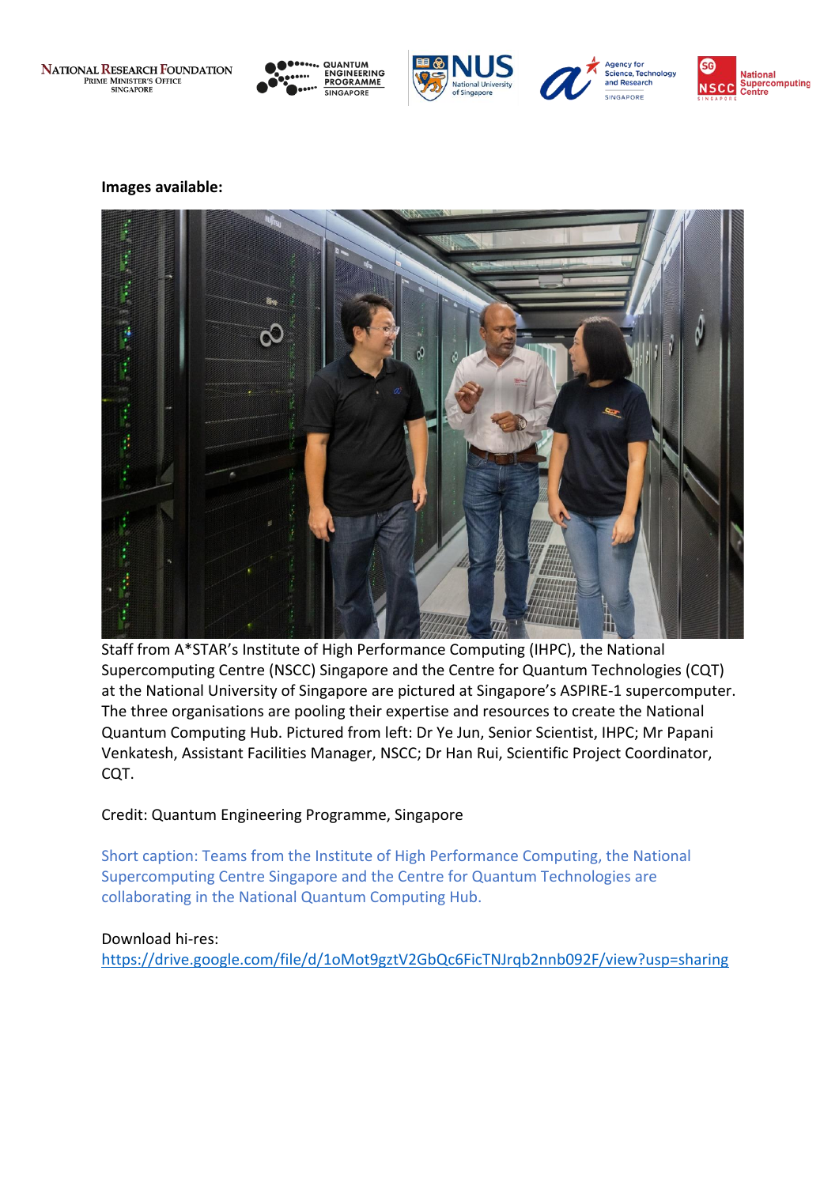**Images available:**

Staff from A*STAR's Institute of High Performance Computing (IHPC), the National Supercomputing Centre (NSCC) Singapore and the Centre for Quantum Technologies (CQT) at the National University of Singapore are pictured at Singapore's ASPIRE-1 supercomputer. The three organisations are pooling their expertise and resources to create the National Quantum Computing Hub. Pictured from left: Dr Ye Jun, Senior Scientist, IHPC; Mr Papani Venkatesh, Assistant Facilities Manager, NSCC; Dr Han Rui, Scientific Project Coordinator, CQT.

Credit: Quantum Engineering Programme, Singapore

Short caption: Teams from the Institute of High Performance Computing, the National Supercomputing Centre Singapore and the Centre for Quantum Technologies are collaborating in the National Quantum Computing Hub.

Download hi-res:
https://drive.google.com/file/d/1oMot9gztV2GbQc6FicTNJrqb2nnb092F/view?usp=sharing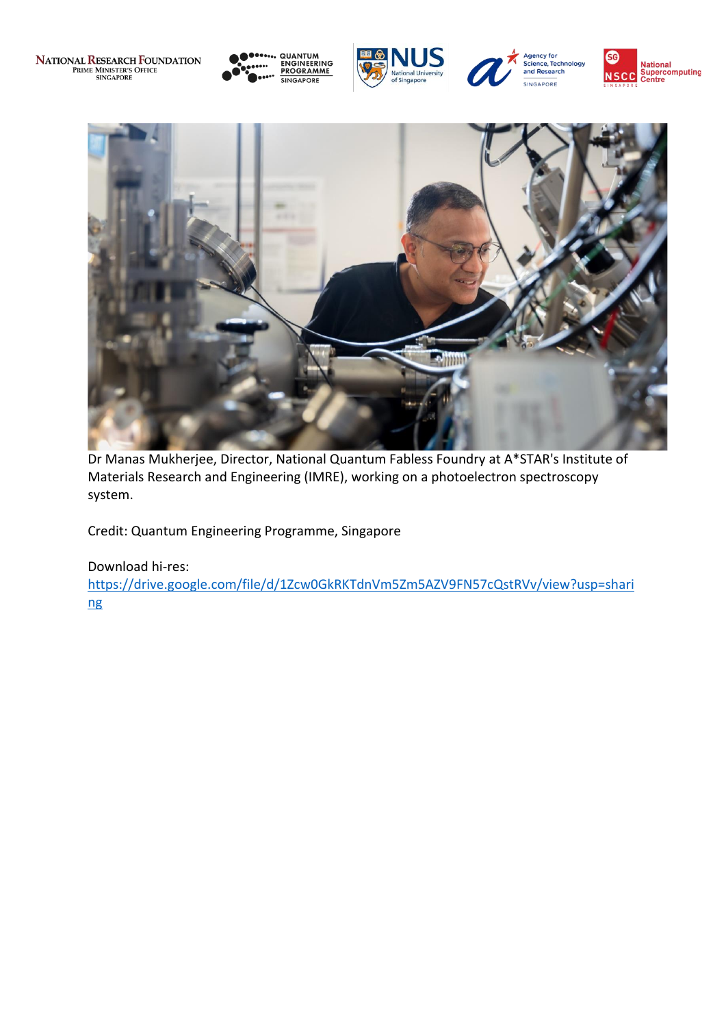Dr Manas Mukherjee, Director, National Quantum Fabless Foundry at A*STAR's Institute of Materials Research and Engineering (IMRE), working on a photoelectron spectroscopy system.

Credit: Quantum Engineering Programme, Singapore

Download hi-res:
[https://drive.google.com/file/d/1Zcw0GkRKTdnVm5Zm5AZV9FN57cQstRVv/view?usp=sharing](https://drive.google.com/file/d/1Zcw0GkRKTdnVm5Zm5AZV9FN57cQstRVv/view?usp=sharing)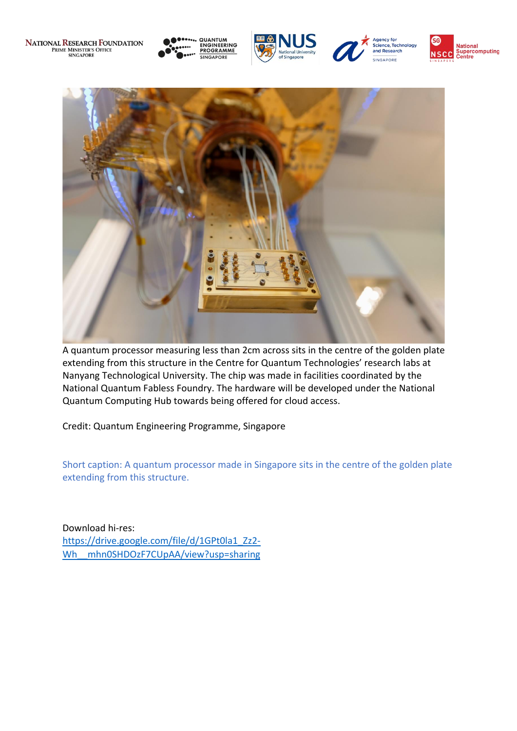A quantum processor measuring less than 2cm across sits in the centre of the golden plate extending from this structure in the Centre for Quantum Technologies' research labs at Nanyang Technological University. The chip was made in facilities coordinated by the National Quantum Fabless Foundry. The hardware will be developed under the National Quantum Computing Hub towards being offered for cloud access.

Credit: Quantum Engineering Programme, Singapore

Short caption: A quantum processor made in Singapore sits in the centre of the golden plate extending from this structure.

Download hi-res:
[https://drive.google.com/file/d/1GPt0la1_Zz2-Wh__mhn0SHDOzF7CUpAA/view?usp=sharing](https://drive.google.com/file/d/1GPt0la1_Zz2-Wh__mhn0SHDOzF7CUpAA/view?usp=sharing)